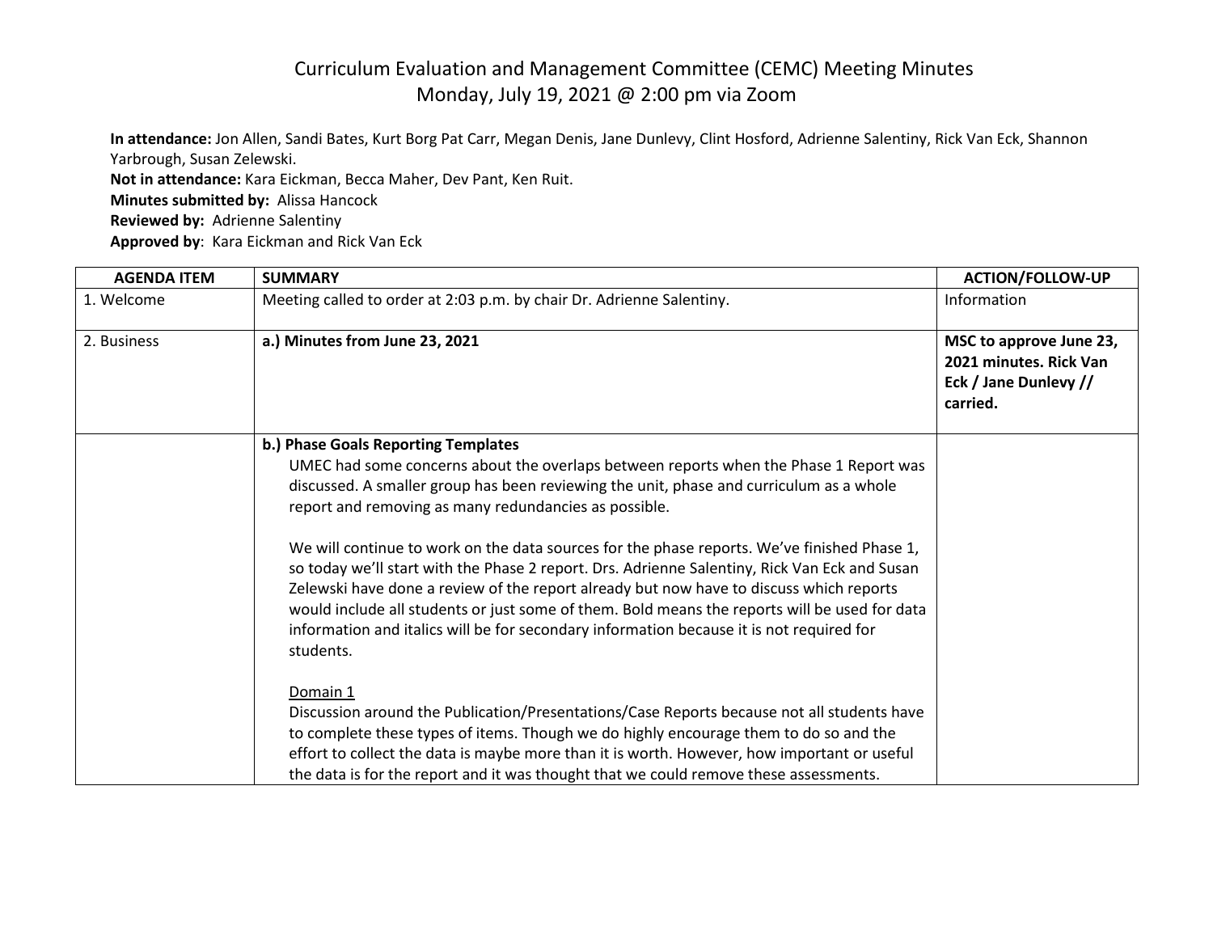# Curriculum Evaluation and Management Committee (CEMC) Meeting Minutes
## Monday, July 19, 2021 @ 2:00 pm via Zoom

**In attendance:** Jon Allen, Sandi Bates, Kurt Borg Pat Carr, Megan Denis, Jane Dunlevy, Clint Hosford, Adrienne Salentiny, Rick Van Eck, Shannon Yarbrough, Susan Zelewski.
**Not in attendance:** Kara Eickman, Becca Maher, Dev Pant, Ken Ruit.
**Minutes submitted by:** Alissa Hancock
**Reviewed by:** Adrienne Salentiny
**Approved by**: Kara Eickman and Rick Van Eck

| AGENDA ITEM | SUMMARY | ACTION/FOLLOW-UP |
|---|---|---|
| 1. Welcome | Meeting called to order at 2:03 p.m. by chair Dr. Adrienne Salentiny. | Information |
| 2. Business | **a.) Minutes from June 23, 2021** | **MSC to approve June 23, 2021 minutes. Rick Van Eck / Jane Dunlevy // carried.** |
| | **b.) Phase Goals Reporting Templates**<br>UMEC had some concerns about the overlaps between reports when the Phase 1 Report was discussed. A smaller group has been reviewing the unit, phase and curriculum as a whole report and removing as many redundancies as possible.<br><br>We will continue to work on the data sources for the phase reports. We've finished Phase 1, so today we'll start with the Phase 2 report. Drs. Adrienne Salentiny, Rick Van Eck and Susan Zelewski have done a review of the report already but now have to discuss which reports would include all students or just some of them. Bold means the reports will be used for data information and italics will be for secondary information because it is not required for students.<br><br>Domain 1<br>Discussion around the Publication/Presentations/Case Reports because not all students have to complete these types of items. Though we do highly encourage them to do so and the effort to collect the data is maybe more than it is worth. However, how important or useful the data is for the report and it was thought that we could remove these assessments. | |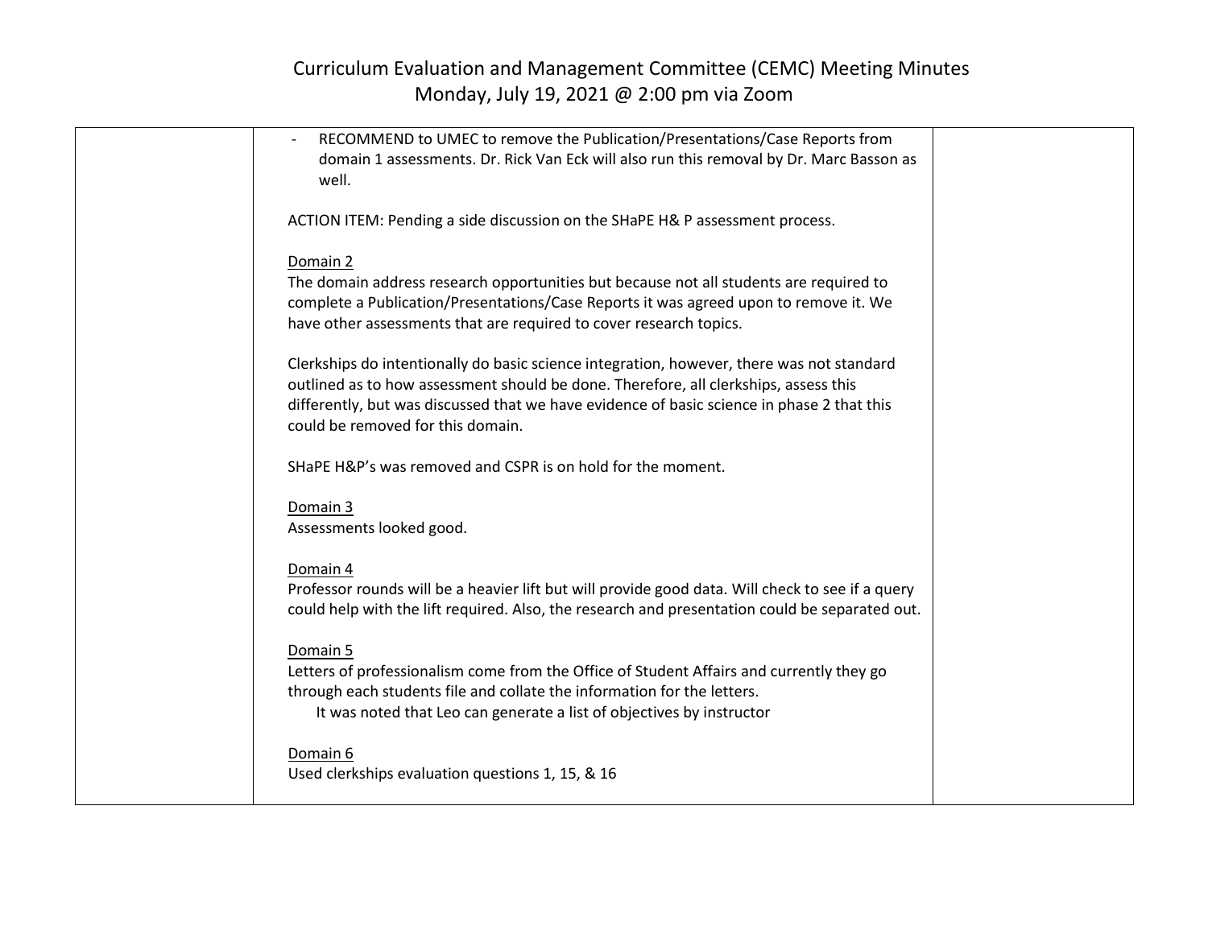# Curriculum Evaluation and Management Committee (CEMC) Meeting Minutes
Monday, July 19, 2021 @ 2:00 pm via Zoom

| | | |
|---|---|---|
| | - RECOMMEND to UMEC to remove the Publication/Presentations/Case Reports from domain 1 assessments. Dr. Rick Van Eck will also run this removal by Dr. Marc Basson as well.<br><br>ACTION ITEM: Pending a side discussion on the SHaPE H& P assessment process.<br><br><u>Domain 2</u><br>The domain address research opportunities but because not all students are required to complete a Publication/Presentations/Case Reports it was agreed upon to remove it. We have other assessments that are required to cover research topics.<br><br>Clerkships do intentionally do basic science integration, however, there was not standard outlined as to how assessment should be done. Therefore, all clerkships, assess this differently, but was discussed that we have evidence of basic science in phase 2 that this could be removed for this domain.<br><br>SHaPE H&P's was removed and CSPR is on hold for the moment.<br><br><u>Domain 3</u><br>Assessments looked good.<br><br><u>Domain 4</u><br>Professor rounds will be a heavier lift but will provide good data. Will check to see if a query could help with the lift required. Also, the research and presentation could be separated out.<br><br><u>Domain 5</u><br>Letters of professionalism come from the Office of Student Affairs and currently they go through each students file and collate the information for the letters.<br>It was noted that Leo can generate a list of objectives by instructor<br><br><u>Domain 6</u><br>Used clerkships evaluation questions 1, 15, & 16 | |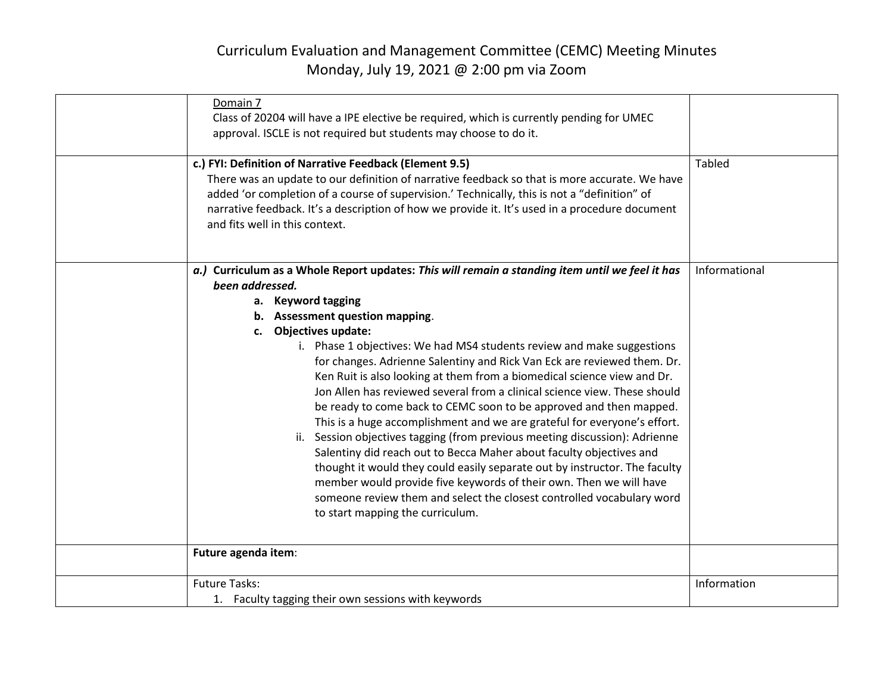# Curriculum Evaluation and Management Committee (CEMC) Meeting Minutes
Monday, July 19, 2021 @ 2:00 pm via Zoom

| | | |
|---|---|---|
| | Domain 7<br>Class of 20204 will have a IPE elective be required, which is currently pending for UMEC approval. ISCLE is not required but students may choose to do it. | |
| | **c.) FYI: Definition of Narrative Feedback (Element 9.5)**<br>There was an update to our definition of narrative feedback so that is more accurate. We have added 'or completion of a course of supervision.' Technically, this is not a "definition" of narrative feedback. It's a description of how we provide it. It's used in a procedure document and fits well in this context. | Tabled |
| | ***a.)*** **Curriculum as a Whole Report updates:** ***This will remain a standing item until we feel it has been addressed.***<br>**a. Keyword tagging**<br>**b. Assessment question mapping**.<br>**c. Objectives update:**<br>i. Phase 1 objectives: We had MS4 students review and make suggestions for changes. Adrienne Salentiny and Rick Van Eck are reviewed them. Dr. Ken Ruit is also looking at them from a biomedical science view and Dr. Jon Allen has reviewed several from a clinical science view. These should be ready to come back to CEMC soon to be approved and then mapped. This is a huge accomplishment and we are grateful for everyone's effort.<br>ii. Session objectives tagging (from previous meeting discussion): Adrienne Salentiny did reach out to Becca Maher about faculty objectives and thought it would they could easily separate out by instructor. The faculty member would provide five keywords of their own. Then we will have someone review them and select the closest controlled vocabulary word to start mapping the curriculum. | Informational |
| | **Future agenda item**: | |
| | Future Tasks:<br>1. Faculty tagging their own sessions with keywords | Information |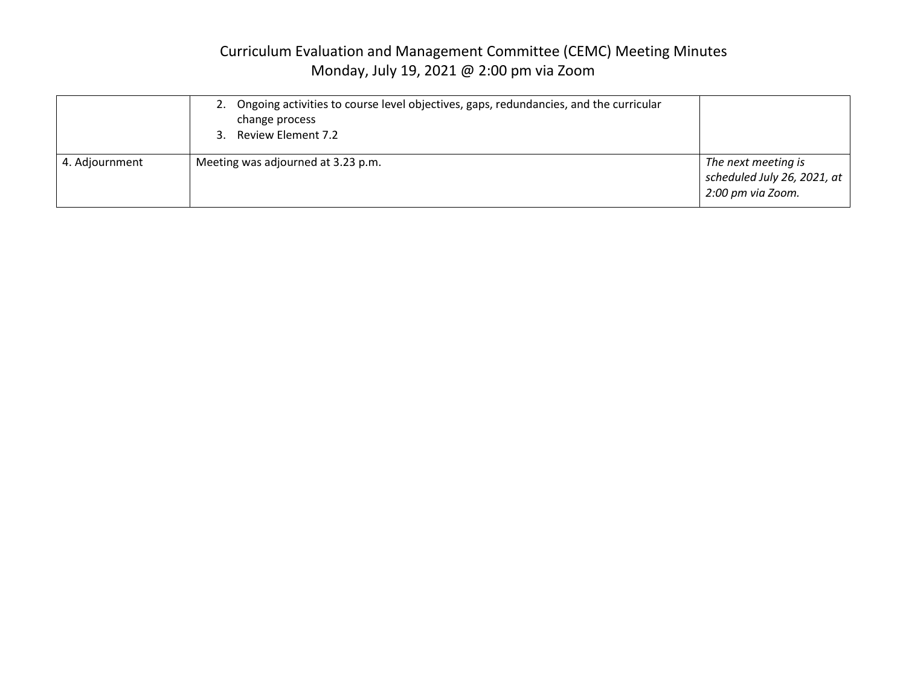# Curriculum Evaluation and Management Committee (CEMC) Meeting Minutes
Monday, July 19, 2021 @ 2:00 pm via Zoom

| | | |
|---|---|---|
| | 2. Ongoing activities to course level objectives, gaps, redundancies, and the curricular change process<br>3. Review Element 7.2 | |
| 4. Adjournment | Meeting was adjourned at 3.23 p.m. | *The next meeting is scheduled July 26, 2021, at 2:00 pm via Zoom.* |